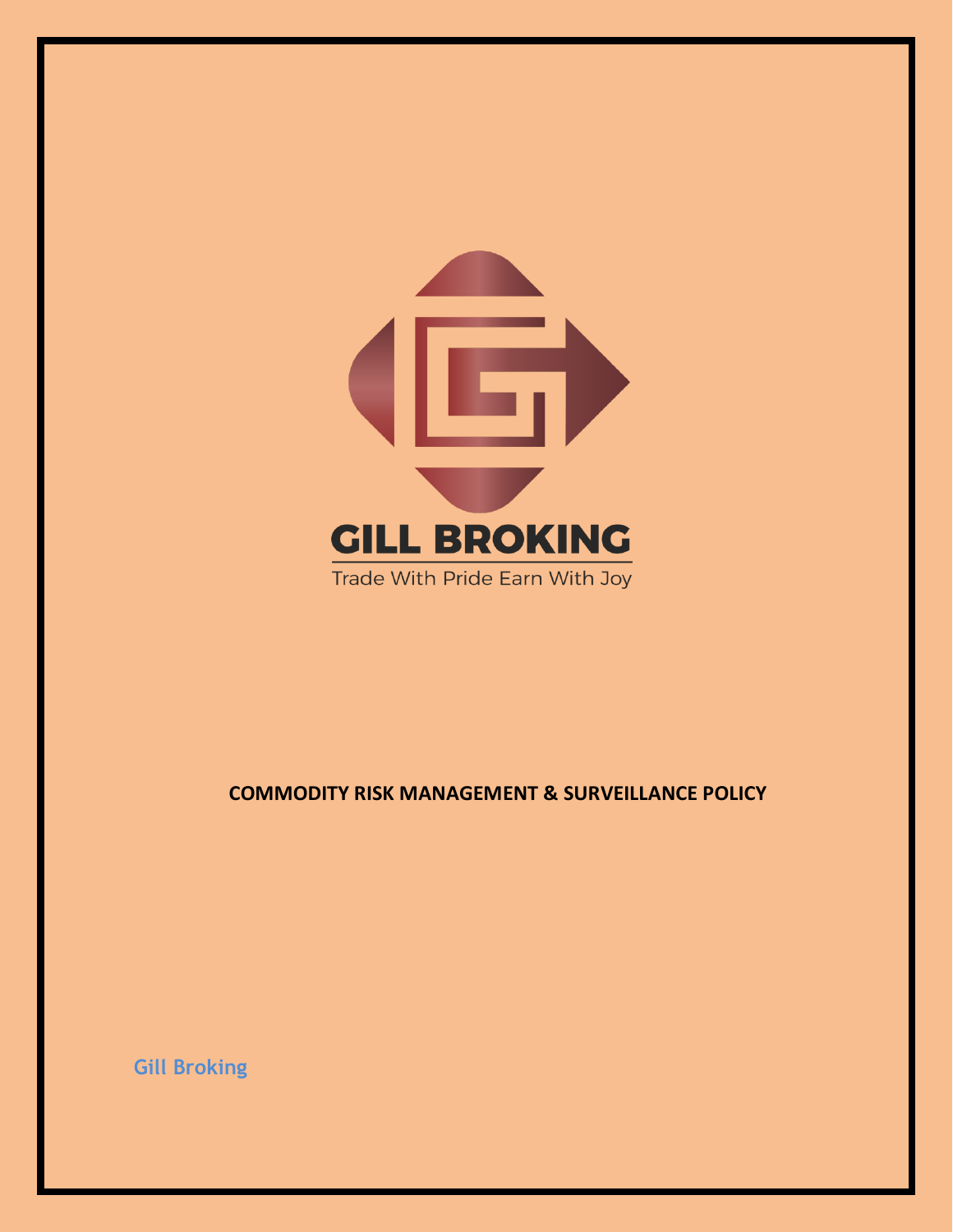GILL BROKING

Trade With Pride Earn With Joy

**COMMODITY RISK MANAGEMENT & SURVEILLANCE POLICY**

**Gill Broking**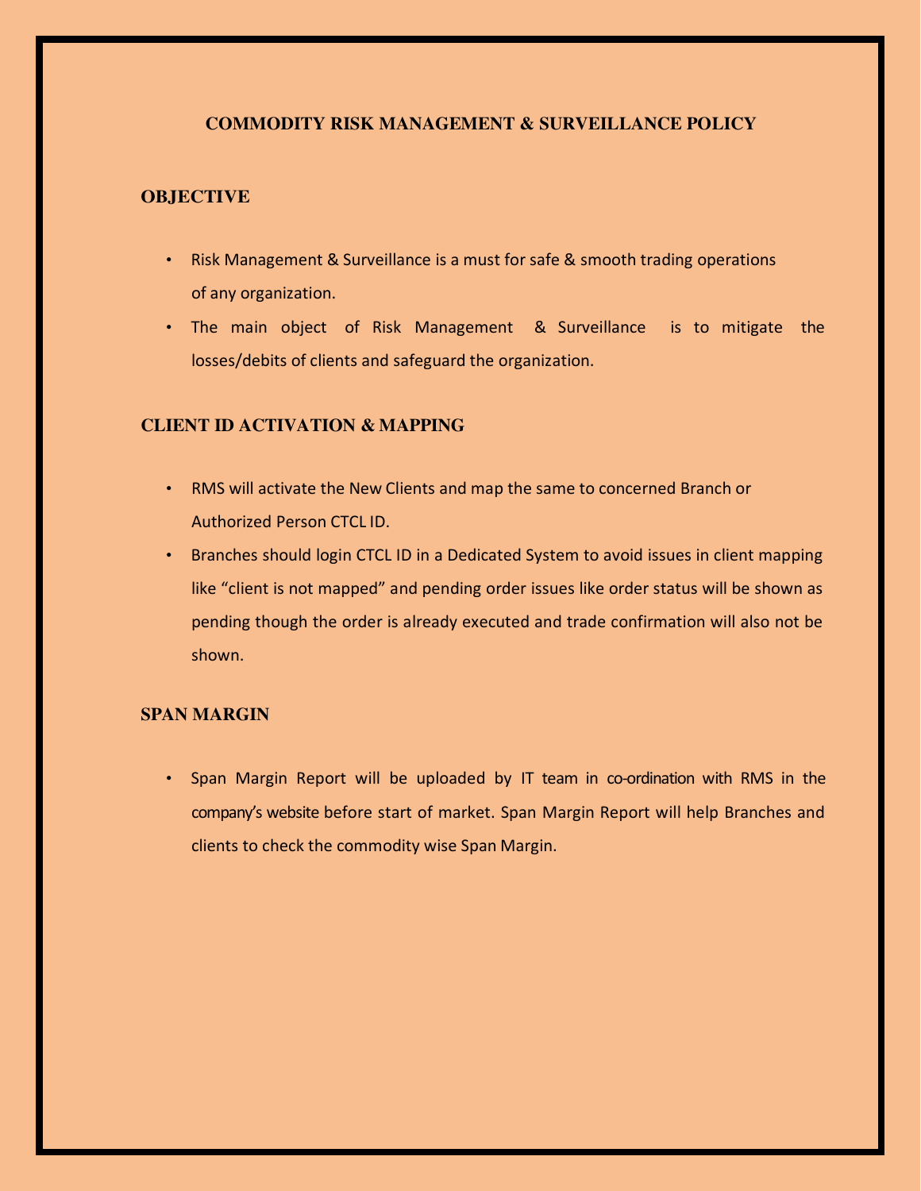# COMMODITY RISK MANAGEMENT & SURVEILLANCE POLICY

## OBJECTIVE

- Risk Management & Surveillance is a must for safe & smooth trading operations of any organization.
- The main object of Risk Management & Surveillance is to mitigate the losses/debits of clients and safeguard the organization.

## CLIENT ID ACTIVATION & MAPPING

- RMS will activate the New Clients and map the same to concerned Branch or Authorized Person CTCL ID.
- Branches should login CTCL ID in a Dedicated System to avoid issues in client mapping like "client is not mapped" and pending order issues like order status will be shown as pending though the order is already executed and trade confirmation will also not be shown.

## SPAN MARGIN

- Span Margin Report will be uploaded by IT team in co-ordination with RMS in the company's website before start of market. Span Margin Report will help Branches and clients to check the commodity wise Span Margin.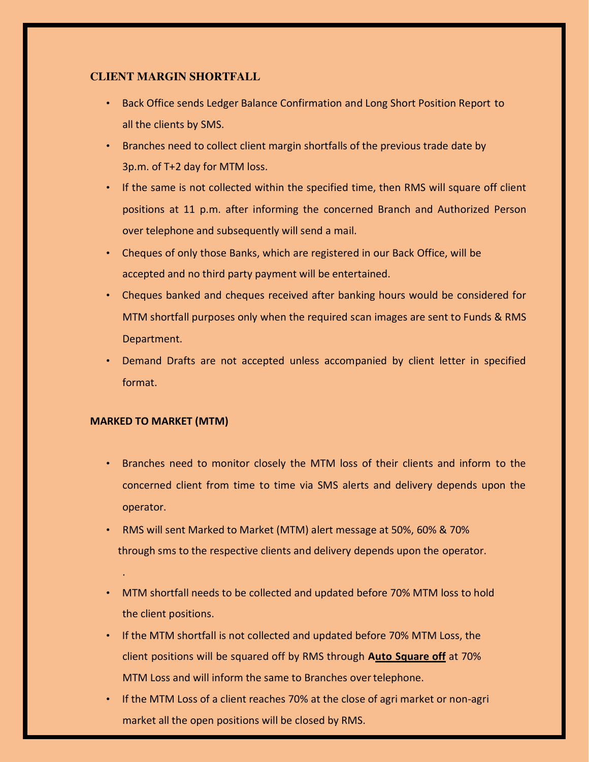## CLIENT MARGIN SHORTFALL

- Back Office sends Ledger Balance Confirmation and Long Short Position Report to all the clients by SMS.
- Branches need to collect client margin shortfalls of the previous trade date by 3p.m. of T+2 day for MTM loss.
- If the same is not collected within the specified time, then RMS will square off client positions at 11 p.m. after informing the concerned Branch and Authorized Person over telephone and subsequently will send a mail.
- Cheques of only those Banks, which are registered in our Back Office, will be accepted and no third party payment will be entertained.
- Cheques banked and cheques received after banking hours would be considered for MTM shortfall purposes only when the required scan images are sent to Funds & RMS Department.
- Demand Drafts are not accepted unless accompanied by client letter in specified format.

## MARKED TO MARKET (MTM)

- Branches need to monitor closely the MTM loss of their clients and inform to the concerned client from time to time via SMS alerts and delivery depends upon the operator.
- RMS will sent Marked to Market (MTM) alert message at 50%, 60% & 70% through sms to the respective clients and delivery depends upon the operator.

.

- MTM shortfall needs to be collected and updated before 70% MTM loss to hold the client positions.
- If the MTM shortfall is not collected and updated before 70% MTM Loss, the client positions will be squared off by RMS through **Auto Square off** at 70% MTM Loss and will inform the same to Branches over telephone.
- If the MTM Loss of a client reaches 70% at the close of agri market or non-agri market all the open positions will be closed by RMS.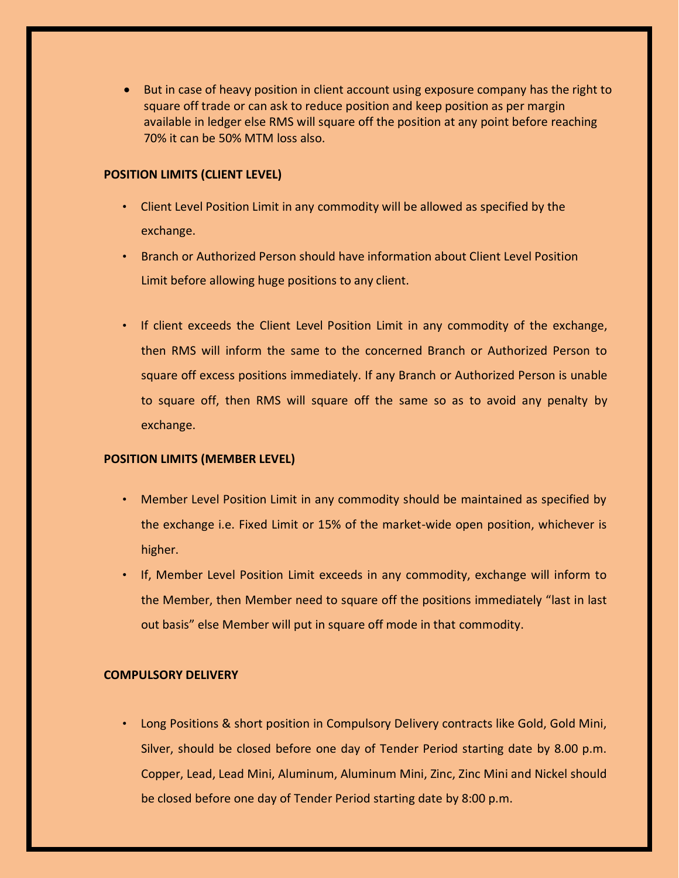- But in case of heavy position in client account using exposure company has the right to square off trade or can ask to reduce position and keep position as per margin available in ledger else RMS will square off the position at any point before reaching 70% it can be 50% MTM loss also.

**POSITION LIMITS (CLIENT LEVEL)**

- Client Level Position Limit in any commodity will be allowed as specified by the exchange.
- Branch or Authorized Person should have information about Client Level Position Limit before allowing huge positions to any client.
- If client exceeds the Client Level Position Limit in any commodity of the exchange, then RMS will inform the same to the concerned Branch or Authorized Person to square off excess positions immediately. If any Branch or Authorized Person is unable to square off, then RMS will square off the same so as to avoid any penalty by exchange.

**POSITION LIMITS (MEMBER LEVEL)**

- Member Level Position Limit in any commodity should be maintained as specified by the exchange i.e. Fixed Limit or 15% of the market-wide open position, whichever is higher.
- If, Member Level Position Limit exceeds in any commodity, exchange will inform to the Member, then Member need to square off the positions immediately "last in last out basis" else Member will put in square off mode in that commodity.

**COMPULSORY DELIVERY**

- Long Positions & short position in Compulsory Delivery contracts like Gold, Gold Mini, Silver, should be closed before one day of Tender Period starting date by 8.00 p.m. Copper, Lead, Lead Mini, Aluminum, Aluminum Mini, Zinc, Zinc Mini and Nickel should be closed before one day of Tender Period starting date by 8:00 p.m.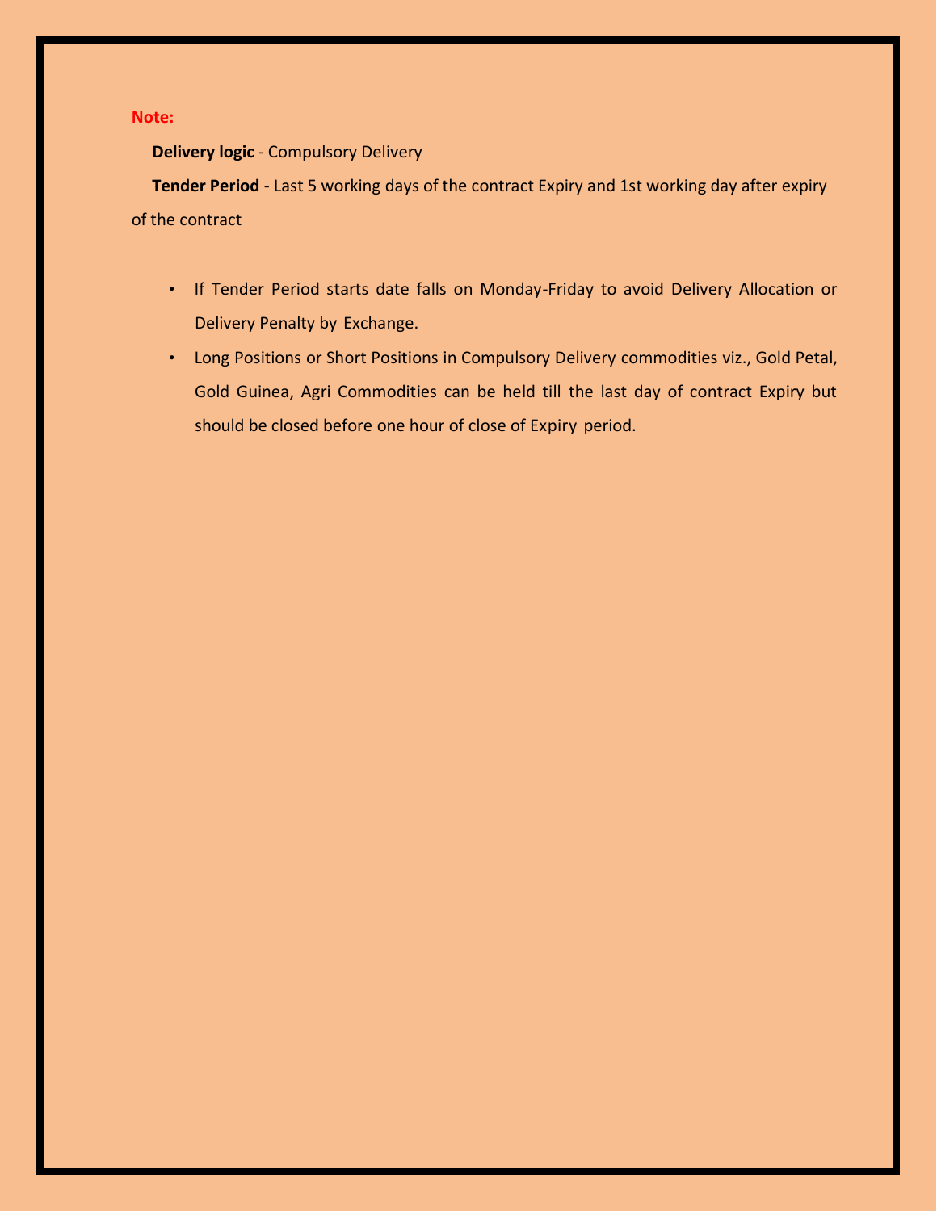**Note:**

**Delivery logic** - Compulsory Delivery

**Tender Period** - Last 5 working days of the contract Expiry and 1st working day after expiry of the contract

- If Tender Period starts date falls on Monday-Friday to avoid Delivery Allocation or Delivery Penalty by Exchange.
- Long Positions or Short Positions in Compulsory Delivery commodities viz., Gold Petal, Gold Guinea, Agri Commodities can be held till the last day of contract Expiry but should be closed before one hour of close of Expiry period.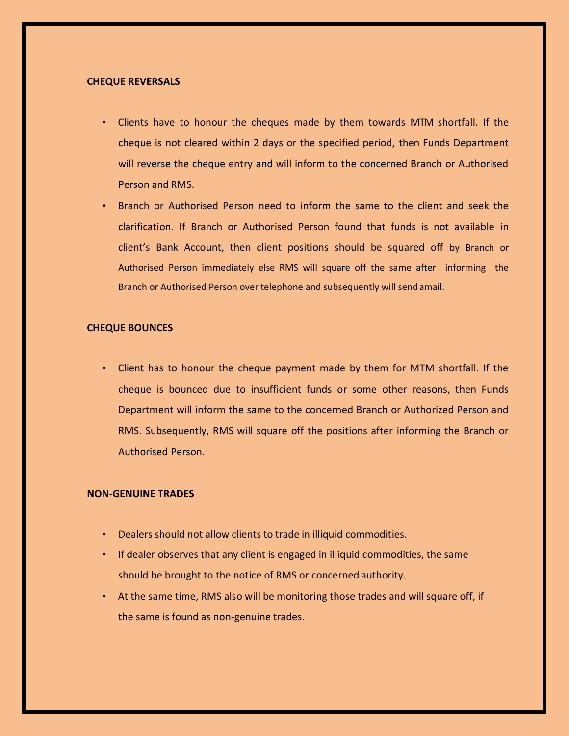### CHEQUE REVERSALS

- Clients have to honour the cheques made by them towards MTM shortfall. If the cheque is not cleared within 2 days or the specified period, then Funds Department will reverse the cheque entry and will inform to the concerned Branch or Authorised Person and RMS.
- Branch or Authorised Person need to inform the same to the client and seek the clarification. If Branch or Authorised Person found that funds is not available in client's Bank Account, then client positions should be squared off by Branch or Authorised Person immediately else RMS will square off the same after informing the Branch or Authorised Person over telephone and subsequently will send amail.

### CHEQUE BOUNCES

- Client has to honour the cheque payment made by them for MTM shortfall. If the cheque is bounced due to insufficient funds or some other reasons, then Funds Department will inform the same to the concerned Branch or Authorized Person and RMS. Subsequently, RMS will square off the positions after informing the Branch or Authorised Person.

### NON-GENUINE TRADES

- Dealers should not allow clients to trade in illiquid commodities.
- If dealer observes that any client is engaged in illiquid commodities, the same should be brought to the notice of RMS or concerned authority.
- At the same time, RMS also will be monitoring those trades and will square off, if the same is found as non-genuine trades.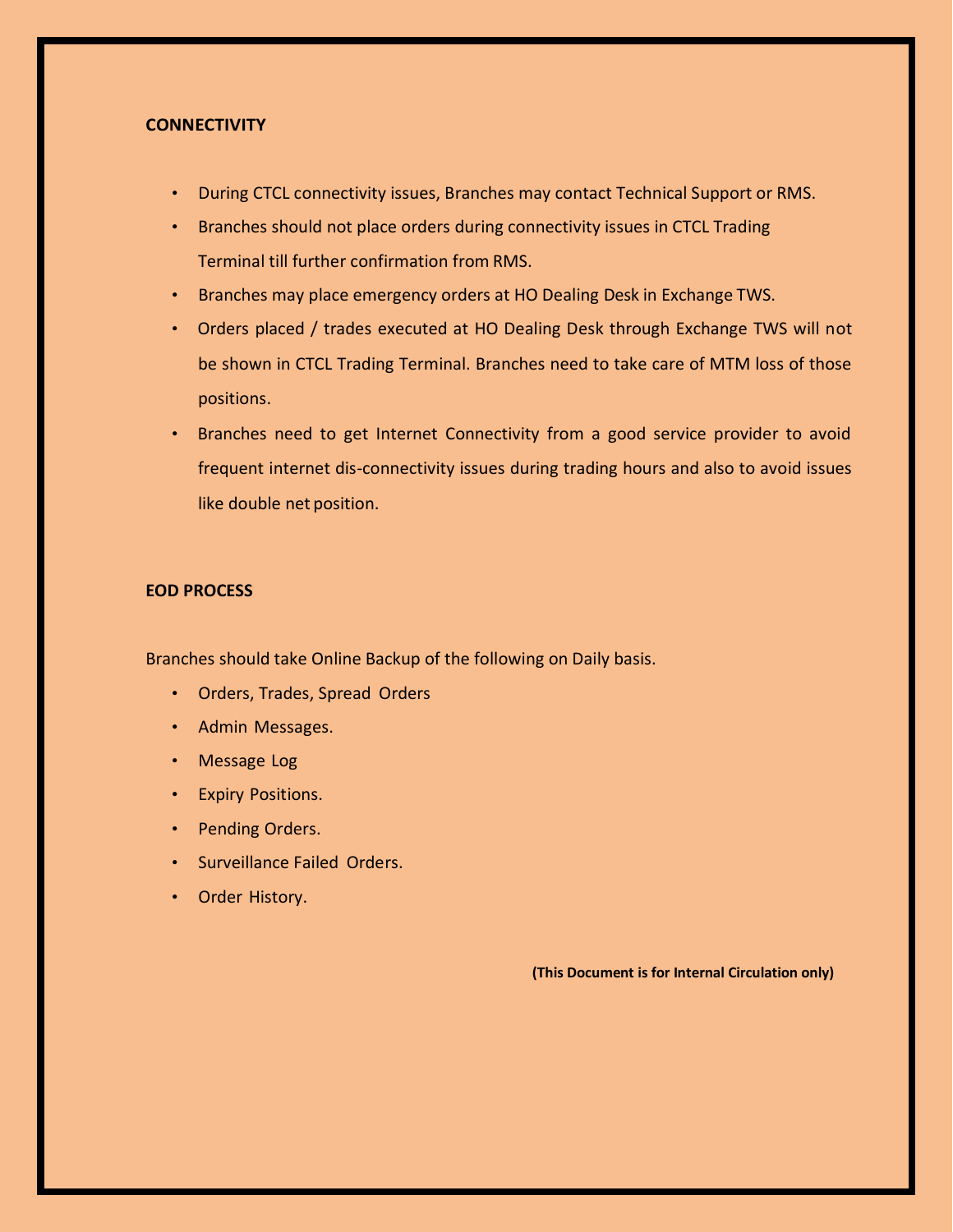## CONNECTIVITY

- During CTCL connectivity issues, Branches may contact Technical Support or RMS.
- Branches should not place orders during connectivity issues in CTCL Trading Terminal till further confirmation from RMS.
- Branches may place emergency orders at HO Dealing Desk in Exchange TWS.
- Orders placed / trades executed at HO Dealing Desk through Exchange TWS will not be shown in CTCL Trading Terminal. Branches need to take care of MTM loss of those positions.
- Branches need to get Internet Connectivity from a good service provider to avoid frequent internet dis-connectivity issues during trading hours and also to avoid issues like double net position.

## EOD PROCESS

Branches should take Online Backup of the following on Daily basis.

- Orders, Trades, Spread Orders
- Admin Messages.
- Message Log
- Expiry Positions.
- Pending Orders.
- Surveillance Failed Orders.
- Order History.

**(This Document is for Internal Circulation only)**